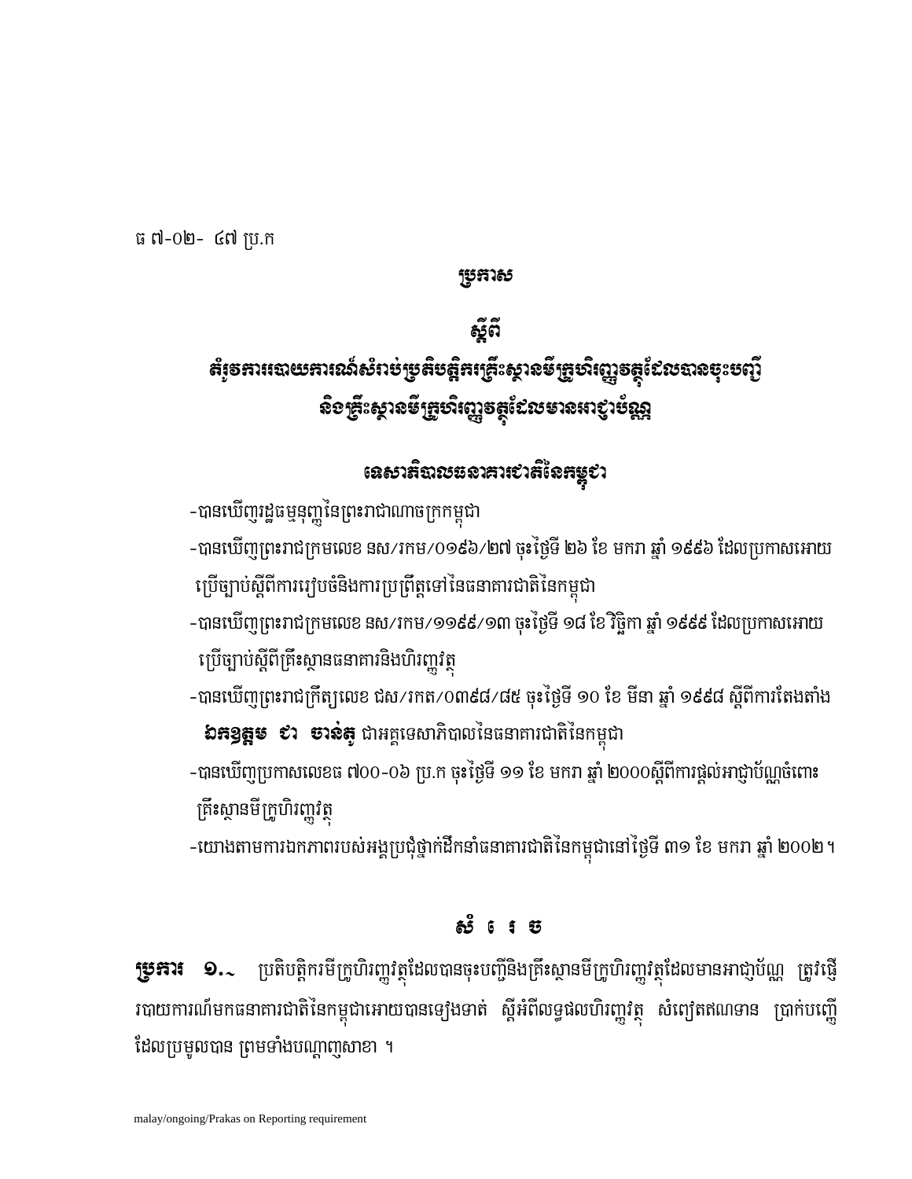ធ ៧-០២- ៤៧ ប្រ.ក

# ប្រកាស

## ស្តីពី

## គំរូទម្រង់របាយការណ៍សំរាប់ប្រតិបត្តិករគ្រឹះស្ថានមីក្រូហិរញ្ញវត្ថុដែលបានចុះបញ្ជី និងគ្រឹះស្ថានមីក្រូហិរញ្ញវត្ថុដែលមានអាជ្ញាប័ណ្ណ

## ទេសាភិបាលធនាគារជាតិនៃកម្ពុជា

-បានឃើញរដ្ឋធម្មនុញ្ញនៃព្រះរាជាណាចក្រកម្ពុជា

-បានឃើញព្រះរាជក្រមលេខ នស/រកម/០១៩៦/២៧ ចុះថ្ងៃទី ២៦ ខែ មករា ឆ្នាំ ១៩៩៦ ដែលប្រកាសអោយប្រើច្បាប់ស្តីពីការរៀបចំនិងការប្រព្រឹត្តទៅនៃធនាគារជាតិនៃកម្ពុជា

-បានឃើញព្រះរាជក្រមលេខ នស/រកម/១១៩៩/១៣ ចុះថ្ងៃទី ១៨ ខែវិច្ឆិកា ឆ្នាំ ១៩៩៩ ដែលប្រកាសអោយប្រើច្បាប់ស្តីពីគ្រឹះស្ថានធនាគារនិងហិរញ្ញវត្ថុ

-បានឃើញព្រះរាជក្រឹត្យលេខ ជស/រកត/០៣៩៨/៨៥ ចុះថ្ងៃទី ១០ ខែ មីនា ឆ្នាំ ១៩៩៨ ស្តីពីការតែងតាំង **ឯកឧត្តម ជា ចាន់តូ** ជាអគ្គទេសាភិបាលនៃធនាគារជាតិនៃកម្ពុជា

-បានឃើញប្រកាសលេខធ ៧០០-០៦ ប្រ.ក ចុះថ្ងៃទី ១១ ខែ មករា ឆ្នាំ ២០០០ស្តីពីការផ្តល់អាជ្ញាប័ណ្ណចំពោះគ្រឹះស្ថានមីក្រូហិរញ្ញវត្ថុ

-យោងតាមការឯកភាពរបស់អង្គប្រជុំថ្នាក់ដឹកនាំធនាគារជាតិនៃកម្ពុជានៅថ្ងៃទី ៣១ ខែ មករា ឆ្នាំ ២០០២។

## សំរេច

**ប្រការ ១.~** ប្រតិបត្តិករមីក្រូហិរញ្ញវត្ថុដែលបានចុះបញ្ជីនិងគ្រឹះស្ថានមីក្រូហិរញ្ញវត្ថុដែលមានអាជ្ញាប័ណ្ណ ត្រូវផ្ញើរបាយការណ៍មកធនាគារជាតិនៃកម្ពុជាអោយបានទៀងទាត់ ស្តីអំពីលទ្ធផលហិរញ្ញវត្ថុ សំពៀតឥណទាន ប្រាក់បញ្ញើដែលប្រមូលបាន ព្រមទាំងបណ្តាញសាខា ។

malay/ongoing/Prakas on Reporting requirement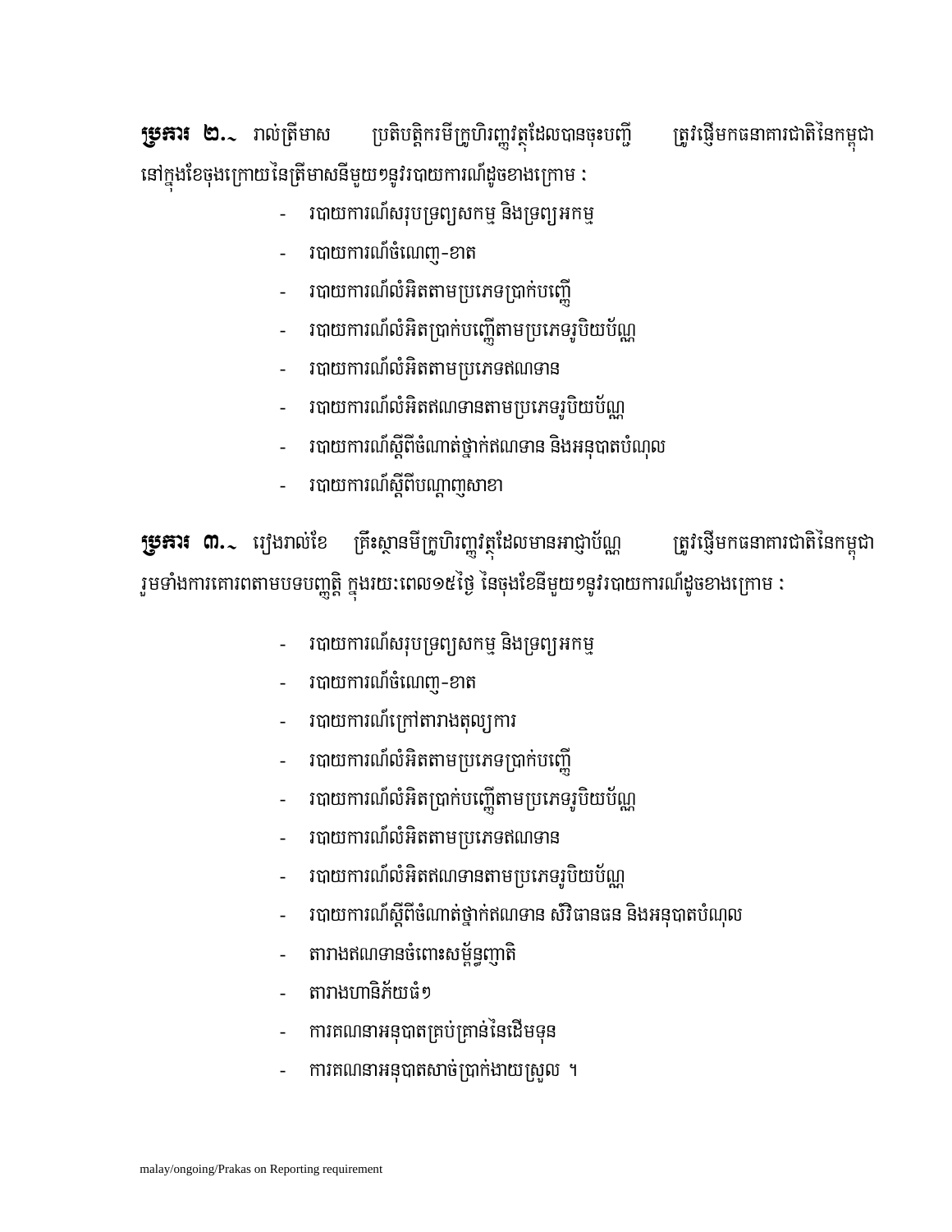**ប្រការ ២.-** រាល់ត្រីមាស ប្រតិបត្តិករមីក្រូហិរញ្ញវត្ថុដែលបានចុះបញ្ជី ត្រូវផ្ញើមកធនាគារជាតិនៃកម្ពុជា នៅក្នុងខែចុងក្រោយនៃត្រីមាសនីមួយៗនូវរបាយការណ៍ដូចខាងក្រោម :

- របាយការណ៍សរុបទ្រព្យសកម្ម និងទ្រព្យអកម្ម
- របាយការណ៍ចំណេញ-ខាត
- របាយការណ៍លំអិតតាមប្រភេទប្រាក់បញ្ញើ
- របាយការណ៍លំអិតប្រាក់បញ្ញើតាមប្រភេទរូបិយប័ណ្ណ
- របាយការណ៍លំអិតតាមប្រភេទឥណទាន
- របាយការណ៍លំអិតឥណទានតាមប្រភេទរូបិយប័ណ្ណ
- របាយការណ៍ស្តីពីចំណាត់ថ្នាក់ឥណទាន និងអនុបាតបំណុល
- របាយការណ៍ស្តីពីបណ្តាញសាខា

**ប្រការ ៣.-** រៀងរាល់ខែ គ្រឹះស្ថានមីក្រូហិរញ្ញវត្ថុដែលមានអាជ្ញាប័ណ្ណ ត្រូវផ្ញើមកធនាគារជាតិនៃកម្ពុជា រួមទាំងការគោរពតាមបទបញ្ញត្តិ ក្នុងរយៈពេល១៥ថ្ងៃ នៃចុងខែនីមួយៗនូវរបាយការណ៍ដូចខាងក្រោម :

- របាយការណ៍សរុបទ្រព្យសកម្ម និងទ្រព្យអកម្ម
- របាយការណ៍ចំណេញ-ខាត
- របាយការណ៍ក្រៅតារាងតុល្យការ
- របាយការណ៍លំអិតតាមប្រភេទប្រាក់បញ្ញើ
- របាយការណ៍លំអិតប្រាក់បញ្ញើតាមប្រភេទរូបិយប័ណ្ណ
- របាយការណ៍លំអិតតាមប្រភេទឥណទាន
- របាយការណ៍លំអិតឥណទានតាមប្រភេទរូបិយប័ណ្ណ
- របាយការណ៍ស្តីពីចំណាត់ថ្នាក់ឥណទាន សំវិធានធន និងអនុបាតបំណុល
- តារាងឥណទានចំពោះសម្ព័ន្ធញាតិ
- តារាងហានិភ័យធំៗ
- ការគណនាអនុបាតគ្រប់គ្រាន់នៃដើមទុន
- ការគណនាអនុបាតសាច់ប្រាក់ងាយស្រួល ។

malay/ongoing/Prakas on Reporting requirement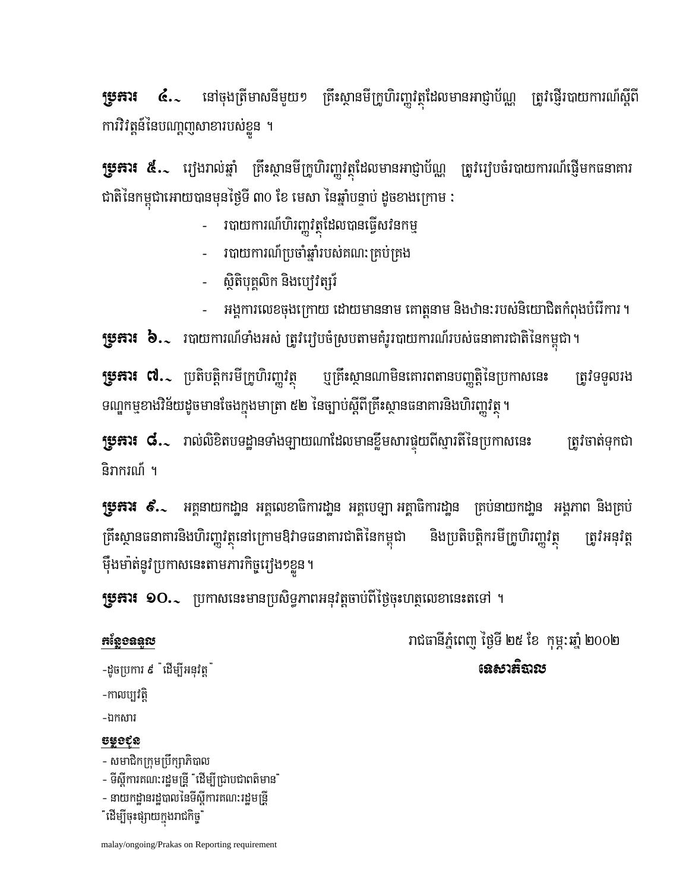**ប្រការ ៤.~** នៅចុងត្រីមាសនីមួយៗ គ្រឹះស្ថានមីក្រូហិរញ្ញវត្ថុដែលមានអាជ្ញាប័ណ្ណ ត្រូវធ្វើរបាយការណ៍ស្តីពីការវិវត្តន៍នៃបណ្តាញសាខារបស់ខ្លួន ។

**ប្រការ ៥.~** រៀងរាល់ឆ្នាំ គ្រឹះស្ថានមីក្រូហិរញ្ញវត្ថុដែលមានអាជ្ញាប័ណ្ណ ត្រូវរៀបចំរបាយការណ៍ផ្ញើមកធនាគារជាតិនៃកម្ពុជាអោយបានមុនថ្ងៃទី ៣០ ខែ មេសា នៃឆ្នាំបន្ទាប់ ដូចខាងក្រោម :

- របាយការណ៍ហិរញ្ញវត្ថុដែលបានធ្វើសវនកម្ម
- របាយការណ៍ប្រចាំឆ្នាំរបស់គណៈគ្រប់គ្រង
- ស្ថិតិបុគ្គលិក និងបៀវត្សរ៍
- អង្គការលេខចុងក្រោយ ដោយមាននាម គោត្តនាម និងឋានៈរបស់និយោជិតកំពុងបំរើការ ។

**ប្រការ ៦.~** របាយការណ៍ទាំងអស់ ត្រូវរៀបចំស្របតាមគំរូរបាយការណ៍របស់ធនាគារជាតិនៃកម្ពុជា ។

**ប្រការ ៧.~** ប្រតិបត្តិករមីក្រូហិរញ្ញវត្ថុ ឬគ្រឹះស្ថានណាមិនគោរពតាមបញ្ញត្តិនៃប្រកាសនេះ ត្រូវទទួលរងទណ្ឌកម្មខាងវិន័យដូចមានចែងក្នុងមាត្រា ៥២ នៃច្បាប់ស្តីពីគ្រឹះស្ថានធនាគារនិងហិរញ្ញវត្ថុ ។

**ប្រការ ៨.~** រាល់លិខិតបទដ្ឋានទាំងឡាយណាដែលមានខ្លឹមសារផ្ទុយពីស្មារតីនៃប្រកាសនេះ ត្រូវចាត់ទុកជានិរាករណ៍ ។

**ប្រការ ៩.~** អគ្គនាយកដ្ឋាន អគ្គលេខាធិការដ្ឋាន អគ្គបេឡា អគ្គាធិការដ្ឋាន គ្រប់នាយកដ្ឋាន អង្គភាព និងគ្រប់គ្រឹះស្ថានធនាគារនិងហិរញ្ញវត្ថុនៅក្រោមឱវាទធនាគារជាតិនៃកម្ពុជា និងប្រតិបត្តិករមីក្រូហិរញ្ញវត្ថុ ត្រូវអនុវត្តម៉ឺងម៉ាត់នូវប្រកាសនេះតាមភារកិច្ចរៀងៗខ្លួន ។

**ប្រការ ១០.~** ប្រកាសនេះមានប្រសិទ្ធភាពអនុវត្តចាប់ពីថ្ងៃចុះហត្ថលេខានេះតទៅ ។

រាជធានីភ្នំពេញ ថ្ងៃទី ២៥ ខែ កុម្ភៈឆ្នាំ ២០០២

**ទេសាភិបាល**

**កន្លែងទទួល**

-ដូចប្រការ ៩ "ដើម្បីអនុវត្ត"

-កាលប្បវត្តិ

-ឯកសារ

**ចម្លងជូន**

- សមាជិកក្រុមប្រឹក្សាភិបាល
- ទីស្តីការគណៈរដ្ឋមន្ត្រី "ដើម្បីជ្រាបជាពត៌មាន"
- នាយកដ្ឋានរដ្ឋបាលនៃទីស្តីការគណៈរដ្ឋមន្ត្រី "ដើម្បីចុះផ្សាយក្នុងរាជកិច្ច"

malay/ongoing/Prakas on Reporting requirement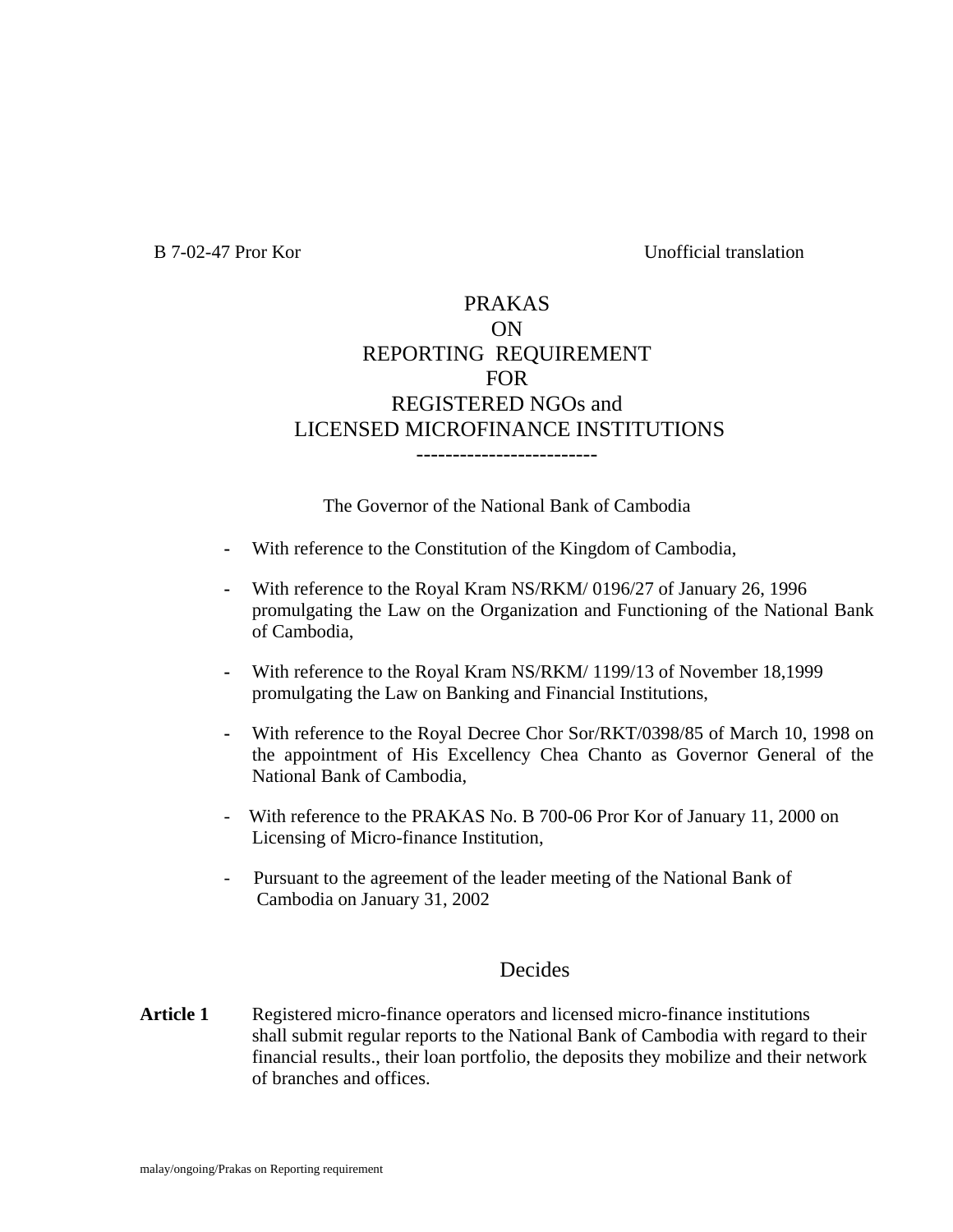B 7-02-47 Pror Kor Unofficial translation

# PRAKAS
# ON
# REPORTING REQUIREMENT
# FOR
# REGISTERED NGOs and
# LICENSED MICROFINANCE INSTITUTIONS

-------------------------

The Governor of the National Bank of Cambodia

- With reference to the Constitution of the Kingdom of Cambodia,
- With reference to the Royal Kram NS/RKM/ 0196/27 of January 26, 1996 promulgating the Law on the Organization and Functioning of the National Bank of Cambodia,
- With reference to the Royal Kram NS/RKM/ 1199/13 of November 18,1999 promulgating the Law on Banking and Financial Institutions,
- With reference to the Royal Decree Chor Sor/RKT/0398/85 of March 10, 1998 on the appointment of His Excellency Chea Chanto as Governor General of the National Bank of Cambodia,
- With reference to the PRAKAS No. B 700-06 Pror Kor of January 11, 2000 on Licensing of Micro-finance Institution,
- Pursuant to the agreement of the leader meeting of the National Bank of Cambodia on January 31, 2002

## Decides

**Article 1** Registered micro-finance operators and licensed micro-finance institutions shall submit regular reports to the National Bank of Cambodia with regard to their financial results., their loan portfolio, the deposits they mobilize and their network of branches and offices.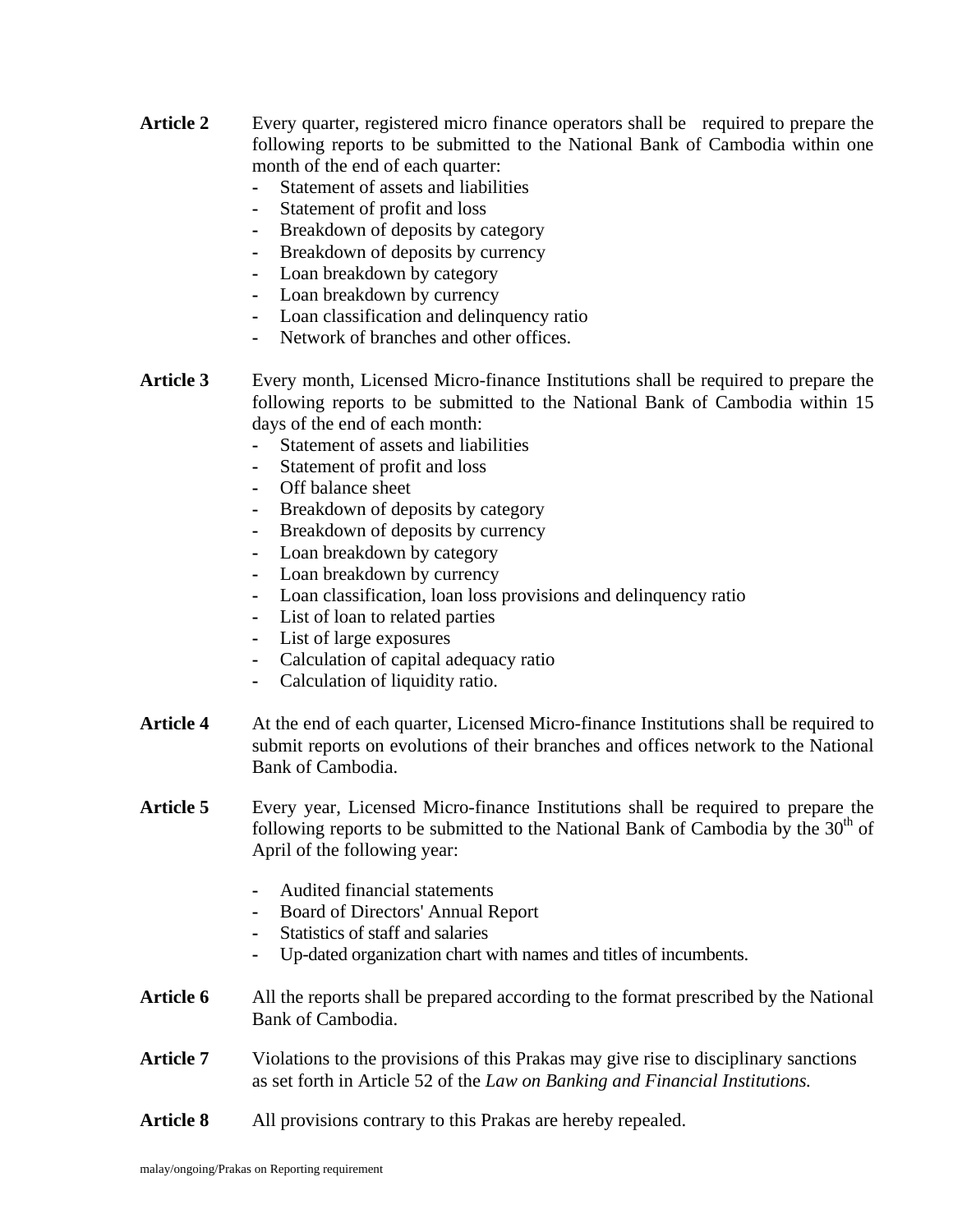**Article 2** Every quarter, registered micro finance operators shall be required to prepare the following reports to be submitted to the National Bank of Cambodia within one month of the end of each quarter:

- Statement of assets and liabilities
- Statement of profit and loss
- Breakdown of deposits by category
- Breakdown of deposits by currency
- Loan breakdown by category
- Loan breakdown by currency
- Loan classification and delinquency ratio
- Network of branches and other offices.

**Article 3** Every month, Licensed Micro-finance Institutions shall be required to prepare the following reports to be submitted to the National Bank of Cambodia within 15 days of the end of each month:

- Statement of assets and liabilities
- Statement of profit and loss
- Off balance sheet
- Breakdown of deposits by category
- Breakdown of deposits by currency
- Loan breakdown by category
- Loan breakdown by currency
- Loan classification, loan loss provisions and delinquency ratio
- List of loan to related parties
- List of large exposures
- Calculation of capital adequacy ratio
- Calculation of liquidity ratio.

**Article 4** At the end of each quarter, Licensed Micro-finance Institutions shall be required to submit reports on evolutions of their branches and offices network to the National Bank of Cambodia.

**Article 5** Every year, Licensed Micro-finance Institutions shall be required to prepare the following reports to be submitted to the National Bank of Cambodia by the 30th of April of the following year:

- Audited financial statements
- Board of Directors' Annual Report
- Statistics of staff and salaries
- Up-dated organization chart with names and titles of incumbents.

**Article 6** All the reports shall be prepared according to the format prescribed by the National Bank of Cambodia.

**Article 7** Violations to the provisions of this Prakas may give rise to disciplinary sanctions as set forth in Article 52 of the *Law on Banking and Financial Institutions.*

**Article 8** All provisions contrary to this Prakas are hereby repealed.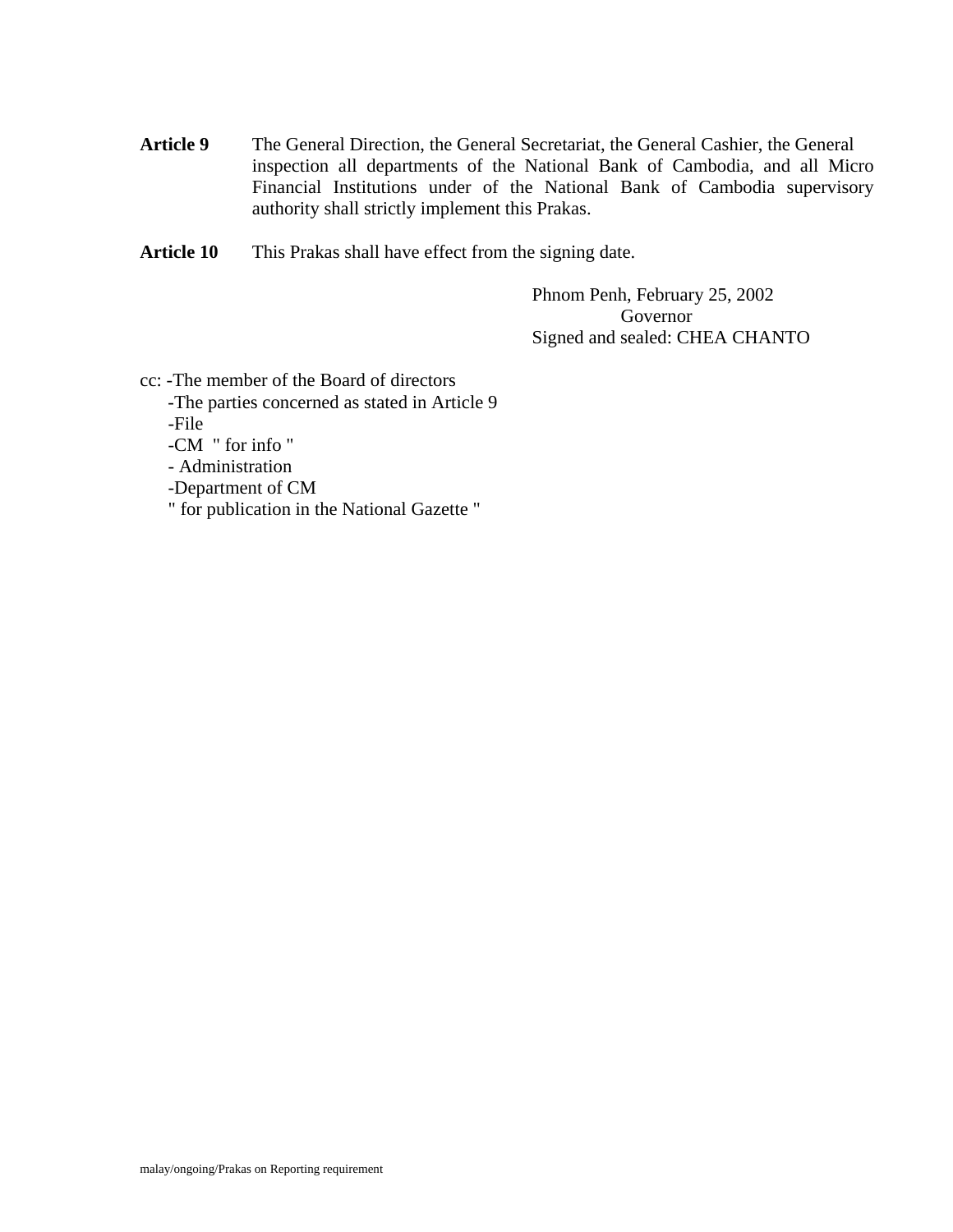**Article 9** The General Direction, the General Secretariat, the General Cashier, the General inspection all departments of the National Bank of Cambodia, and all Micro Financial Institutions under of the National Bank of Cambodia supervisory authority shall strictly implement this Prakas.

**Article 10** This Prakas shall have effect from the signing date.

Phnom Penh, February 25, 2002
Governor
Signed and sealed: CHEA CHANTO

cc: -The member of the Board of directors
-The parties concerned as stated in Article 9
-File
-CM " for info "
- Administration
-Department of CM
" for publication in the National Gazette "

malay/ongoing/Prakas on Reporting requirement